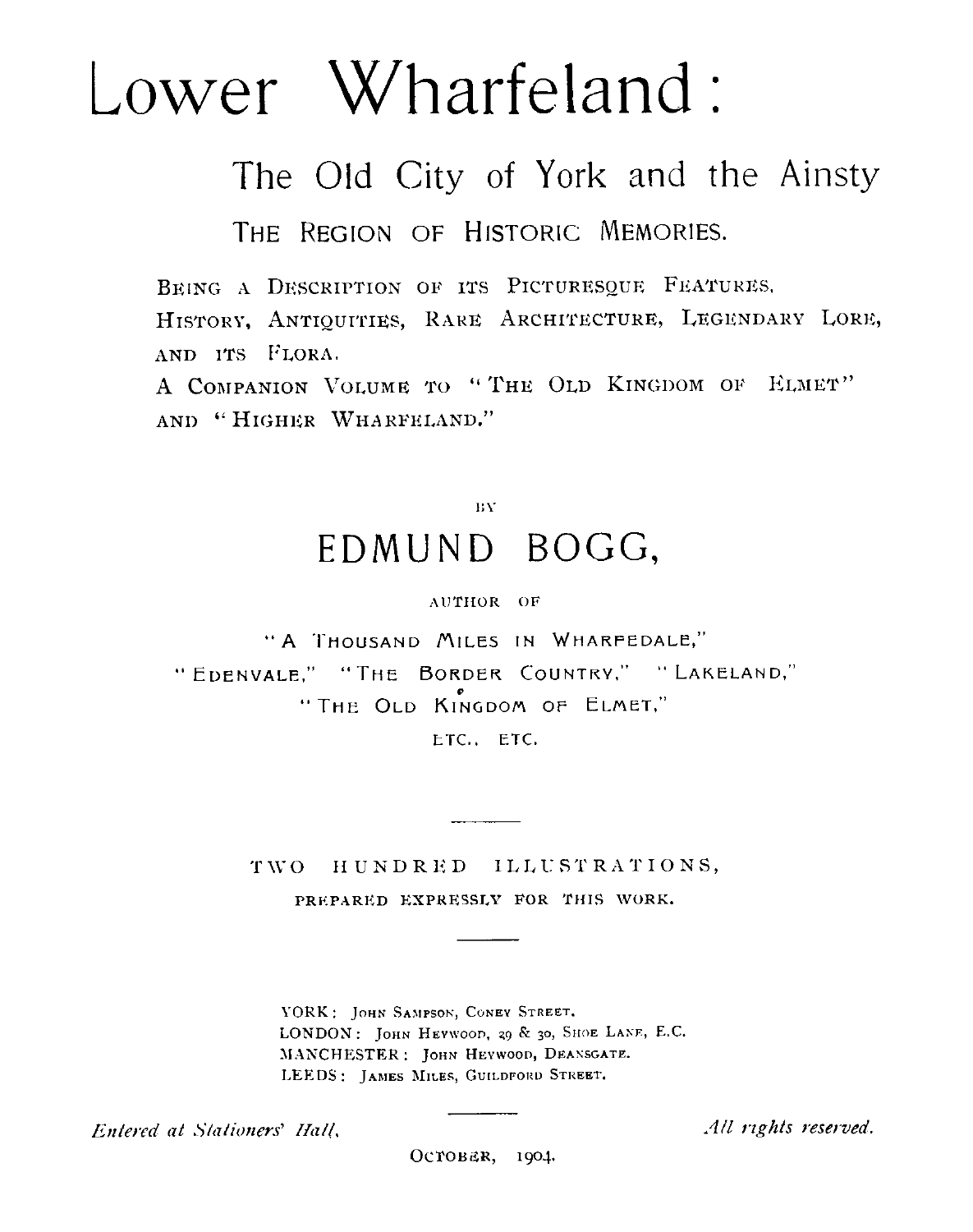# Lower Wharfeland:

## The Old City of York and the Ainsty

### THE REGION OF HISTORIC MEMORIES.

BEING A DESCRIPTION OF ITS PICTURESQUE FEATURES, HISTORY, ANTIQUITIES, RARE ARCHITECTURE, LEGENDARY LORE, AND ITS FLORA.

A COMPANION VOLUME TO "THE OLD KINGDOM OF ELMET" AND "HIGHER WHARFELAND."

BY

## EDMUND BOGG,

AUTHOR OF

"A THOUSAND MILES IN WHARFEDALE,"
"EDENVALE," "THE BORDER COUNTRY," "LAKELAND,"
"THE OLD KINGDOM OF ELMET,"
ETC., ETC.

---

TWO HUNDRED ILLUSTRATIONS,

PREPARED EXPRESSLY FOR THIS WORK.

---

YORK: JOHN SAMPSON, CONEY STREET.
LONDON: JOHN HEYWOOD, 29 & 30, SHOE LANE, E.C.
MANCHESTER: JOHN HEYWOOD, DEANSGATE.
LEEDS: JAMES MILES, GUILDFORD STREET.

---

*Entered at Stationers' Hall.* *All rights reserved.*

OCTOBER, 1904.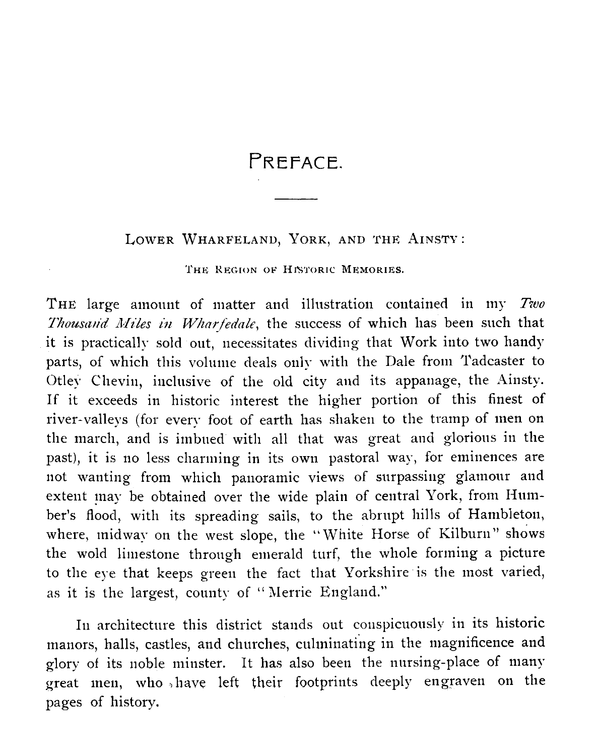# PREFACE.

## LOWER WHARFELAND, YORK, AND THE AINSTY:

### THE REGION OF HISTORIC MEMORIES.

THE large amount of matter and illustration contained in my *Two Thousand Miles in Wharfedale*, the success of which has been such that it is practically sold out, necessitates dividing that Work into two handy parts, of which this volume deals only with the Dale from Tadcaster to Otley Chevin, inclusive of the old city and its appanage, the Ainsty. If it exceeds in historic interest the higher portion of this finest of river-valleys (for every foot of earth has shaken to the tramp of men on the march, and is imbued with all that was great and glorious in the past), it is no less charming in its own pastoral way, for eminences are not wanting from which panoramic views of surpassing glamour and extent may be obtained over the wide plain of central York, from Humber's flood, with its spreading sails, to the abrupt hills of Hambleton, where, midway on the west slope, the "White Horse of Kilburn" shows the wold limestone through emerald turf, the whole forming a picture to the eye that keeps green the fact that Yorkshire is the most varied, as it is the largest, county of "Merrie England."

In architecture this district stands out conspicuously in its historic manors, halls, castles, and churches, culminating in the magnificence and glory of its noble minster. It has also been the nursing-place of many great men, who have left their footprints deeply engraven on the pages of history.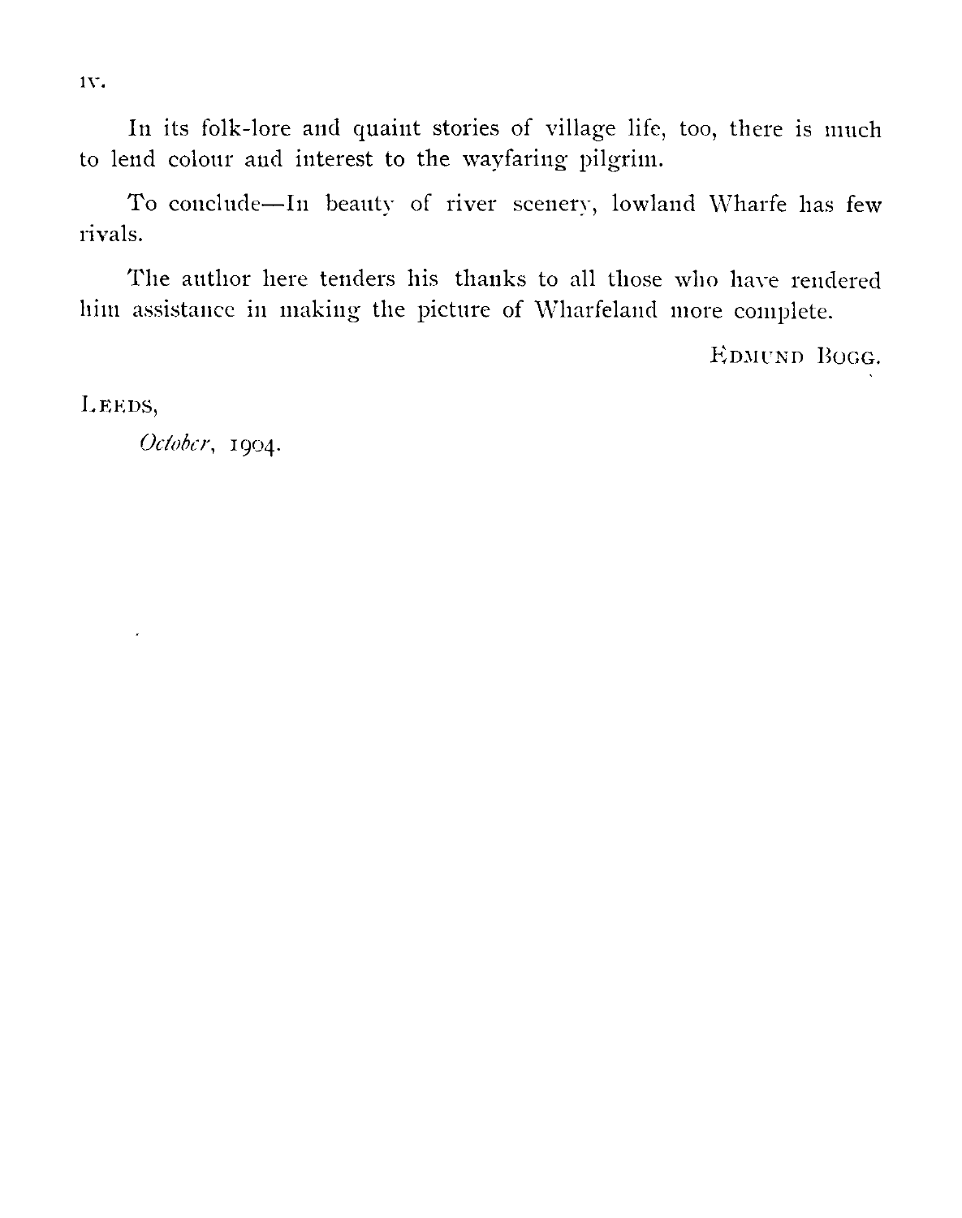In its folk-lore and quaint stories of village life, too, there is much to lend colour and interest to the wayfaring pilgrim.

To conclude—In beauty of river scenery, lowland Wharfe has few rivals.

The author here tenders his thanks to all those who have rendered him assistance in making the picture of Wharfeland more complete.

EDMUND BOGG.

LEEDS,

*October*, 1904.